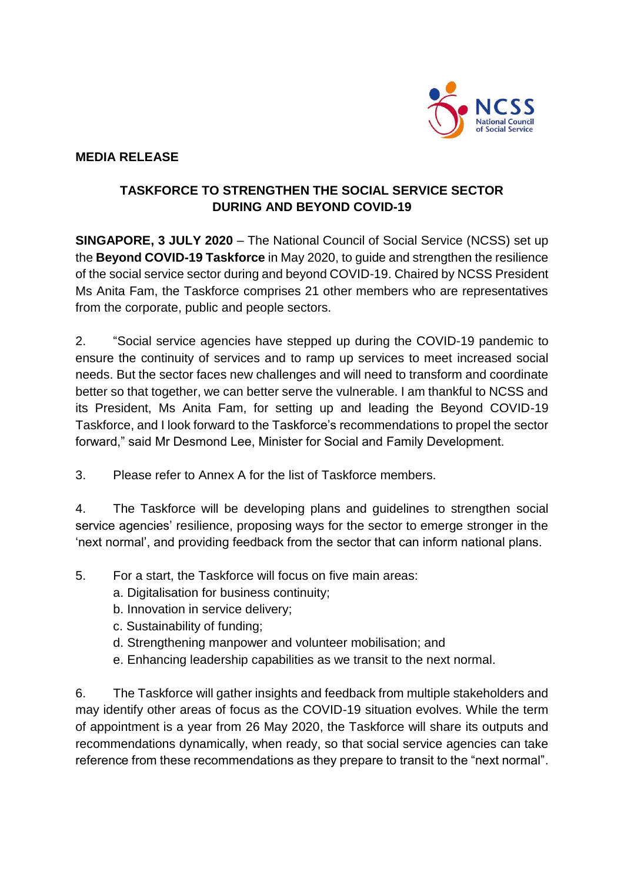**MEDIA RELEASE**

## TASKFORCE TO STRENGTHEN THE SOCIAL SERVICE SECTOR DURING AND BEYOND COVID-19

**SINGAPORE, 3 JULY 2020** – The National Council of Social Service (NCSS) set up the **Beyond COVID-19 Taskforce** in May 2020, to guide and strengthen the resilience of the social service sector during and beyond COVID-19. Chaired by NCSS President Ms Anita Fam, the Taskforce comprises 21 other members who are representatives from the corporate, public and people sectors.

2. "Social service agencies have stepped up during the COVID-19 pandemic to ensure the continuity of services and to ramp up services to meet increased social needs. But the sector faces new challenges and will need to transform and coordinate better so that together, we can better serve the vulnerable. I am thankful to NCSS and its President, Ms Anita Fam, for setting up and leading the Beyond COVID-19 Taskforce, and I look forward to the Taskforce's recommendations to propel the sector forward," said Mr Desmond Lee, Minister for Social and Family Development.

3. Please refer to Annex A for the list of Taskforce members.

4. The Taskforce will be developing plans and guidelines to strengthen social service agencies' resilience, proposing ways for the sector to emerge stronger in the 'next normal', and providing feedback from the sector that can inform national plans.

5. For a start, the Taskforce will focus on five main areas:
   a. Digitalisation for business continuity;
   b. Innovation in service delivery;
   c. Sustainability of funding;
   d. Strengthening manpower and volunteer mobilisation; and
   e. Enhancing leadership capabilities as we transit to the next normal.

6. The Taskforce will gather insights and feedback from multiple stakeholders and may identify other areas of focus as the COVID-19 situation evolves. While the term of appointment is a year from 26 May 2020, the Taskforce will share its outputs and recommendations dynamically, when ready, so that social service agencies can take reference from these recommendations as they prepare to transit to the "next normal".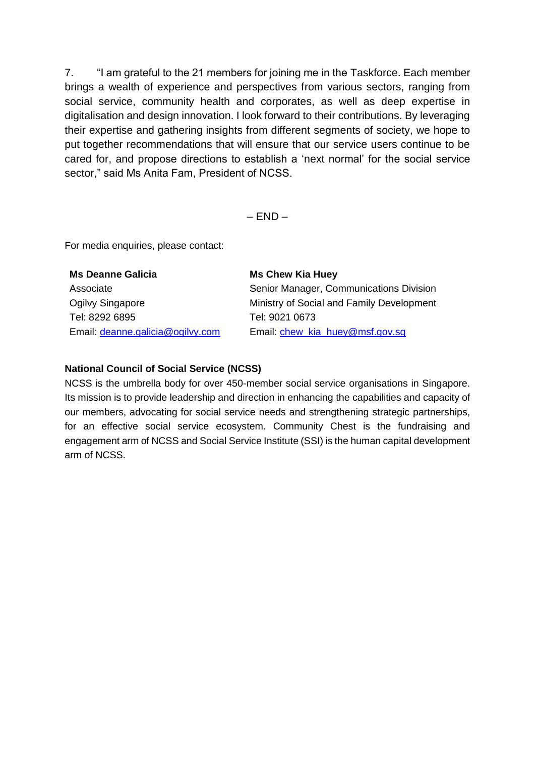7. "I am grateful to the 21 members for joining me in the Taskforce. Each member brings a wealth of experience and perspectives from various sectors, ranging from social service, community health and corporates, as well as deep expertise in digitalisation and design innovation. I look forward to their contributions. By leveraging their expertise and gathering insights from different segments of society, we hope to put together recommendations that will ensure that our service users continue to be cared for, and propose directions to establish a 'next normal' for the social service sector," said Ms Anita Fam, President of NCSS.

– END –

For media enquiries, please contact:

**Ms Deanne Galicia**
Associate
Ogilvy Singapore
Tel: 8292 6895
Email: deanne.galicia@ogilvy.com

**Ms Chew Kia Huey**
Senior Manager, Communications Division
Ministry of Social and Family Development
Tel: 9021 0673
Email: chew_kia_huey@msf.gov.sg

**National Council of Social Service (NCSS)**

NCSS is the umbrella body for over 450-member social service organisations in Singapore. Its mission is to provide leadership and direction in enhancing the capabilities and capacity of our members, advocating for social service needs and strengthening strategic partnerships, for an effective social service ecosystem. Community Chest is the fundraising and engagement arm of NCSS and Social Service Institute (SSI) is the human capital development arm of NCSS.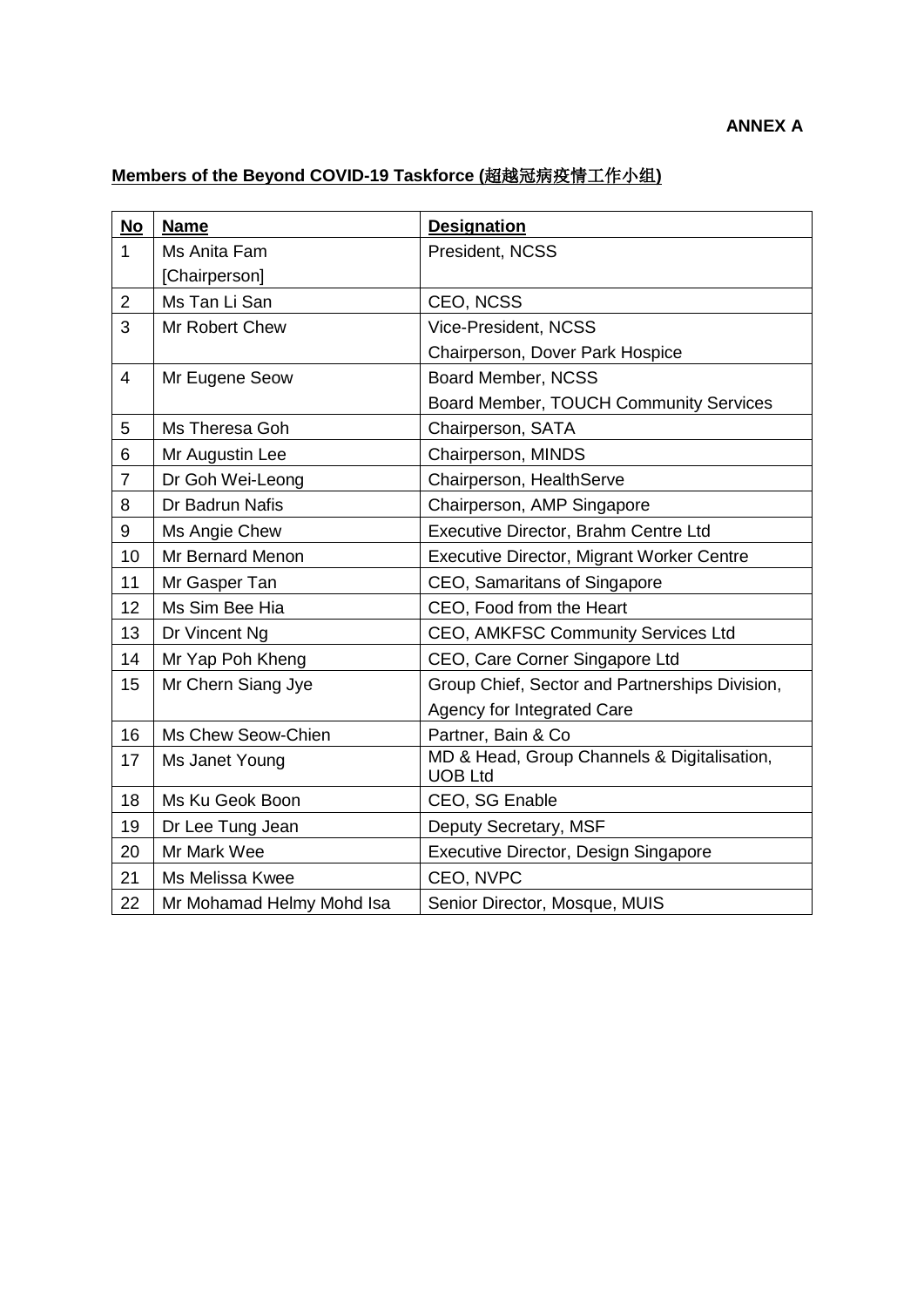**ANNEX A**

**Members of the Beyond COVID-19 Taskforce (超越冠病疫情工作小组)**

| No | Name | Designation |
|---|---|---|
| 1 | Ms Anita Fam [Chairperson] | President, NCSS |
| 2 | Ms Tan Li San | CEO, NCSS |
| 3 | Mr Robert Chew | Vice-President, NCSS<br>Chairperson, Dover Park Hospice |
| 4 | Mr Eugene Seow | Board Member, NCSS<br>Board Member, TOUCH Community Services |
| 5 | Ms Theresa Goh | Chairperson, SATA |
| 6 | Mr Augustin Lee | Chairperson, MINDS |
| 7 | Dr Goh Wei-Leong | Chairperson, HealthServe |
| 8 | Dr Badrun Nafis | Chairperson, AMP Singapore |
| 9 | Ms Angie Chew | Executive Director, Brahm Centre Ltd |
| 10 | Mr Bernard Menon | Executive Director, Migrant Worker Centre |
| 11 | Mr Gasper Tan | CEO, Samaritans of Singapore |
| 12 | Ms Sim Bee Hia | CEO, Food from the Heart |
| 13 | Dr Vincent Ng | CEO, AMKFSC Community Services Ltd |
| 14 | Mr Yap Poh Kheng | CEO, Care Corner Singapore Ltd |
| 15 | Mr Chern Siang Jye | Group Chief, Sector and Partnerships Division, Agency for Integrated Care |
| 16 | Ms Chew Seow-Chien | Partner, Bain & Co |
| 17 | Ms Janet Young | MD & Head, Group Channels & Digitalisation, UOB Ltd |
| 18 | Ms Ku Geok Boon | CEO, SG Enable |
| 19 | Dr Lee Tung Jean | Deputy Secretary, MSF |
| 20 | Mr Mark Wee | Executive Director, Design Singapore |
| 21 | Ms Melissa Kwee | CEO, NVPC |
| 22 | Mr Mohamad Helmy Mohd Isa | Senior Director, Mosque, MUIS |